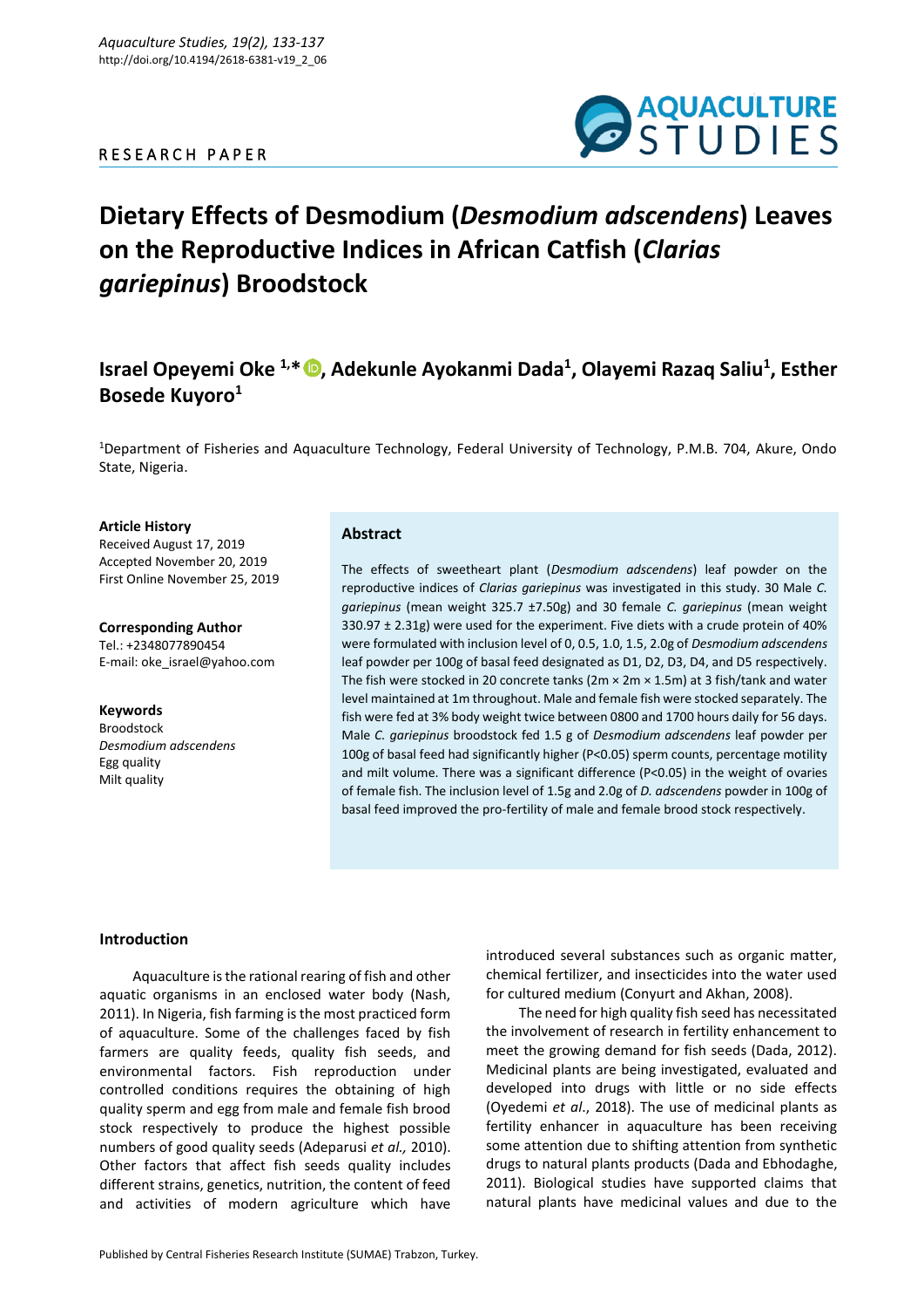RESEARCH PAPER

# Dietary Effects of Desmodium (*Desmodium adscendens*) Leaves on the Reproductive Indices in African Catfish (*Clarias gariepinus*) Broodstock

## Israel Opeyemi Oke [1,*], Adekunle Ayokanmi Dada[1], Olayemi Razaq Saliu[1], Esther Bosede Kuyoro[1]

[1]Department of Fisheries and Aquaculture Technology, Federal University of Technology, P.M.B. 704, Akure, Ondo State, Nigeria.

**Article History**
Received August 17, 2019
Accepted November 20, 2019
First Online November 25, 2019

**Corresponding Author**
Tel.: +2348077890454
E-mail: oke_israel@yahoo.com

**Keywords**
Broodstock
*Desmodium adscendens*
Egg quality
Milt quality

### Abstract

The effects of sweetheart plant (*Desmodium adscendens*) leaf powder on the reproductive indices of *Clarias gariepinus* was investigated in this study. 30 Male *C. gariepinus* (mean weight 325.7 ±7.50g) and 30 female *C. gariepinus* (mean weight 330.97 ± 2.31g) were used for the experiment. Five diets with a crude protein of 40% were formulated with inclusion level of 0, 0.5, 1.0, 1.5, 2.0g of *Desmodium adscendens* leaf powder per 100g of basal feed designated as D1, D2, D3, D4, and D5 respectively. The fish were stocked in 20 concrete tanks (2m × 2m × 1.5m) at 3 fish/tank and water level maintained at 1m throughout. Male and female fish were stocked separately. The fish were fed at 3% body weight twice between 0800 and 1700 hours daily for 56 days. Male *C. gariepinus* broodstock fed 1.5 g of *Desmodium adscendens* leaf powder per 100g of basal feed had significantly higher ($P<0.05$) sperm counts, percentage motility and milt volume. There was a significant difference ($P<0.05$) in the weight of ovaries of female fish. The inclusion level of 1.5g and 2.0g of *D. adscendens* powder in 100g of basal feed improved the pro-fertility of male and female brood stock respectively.

### Introduction

Aquaculture is the rational rearing of fish and other aquatic organisms in an enclosed water body (Nash, 2011). In Nigeria, fish farming is the most practiced form of aquaculture. Some of the challenges faced by fish farmers are quality feeds, quality fish seeds, and environmental factors. Fish reproduction under controlled conditions requires the obtaining of high quality sperm and egg from male and female fish brood stock respectively to produce the highest possible numbers of good quality seeds (Adeparusi *et al.,* 2010). Other factors that affect fish seeds quality includes different strains, genetics, nutrition, the content of feed and activities of modern agriculture which have introduced several substances such as organic matter, chemical fertilizer, and insecticides into the water used for cultured medium (Conyurt and Akhan, 2008).

The need for high quality fish seed has necessitated the involvement of research in fertility enhancement to meet the growing demand for fish seeds (Dada, 2012). Medicinal plants are being investigated, evaluated and developed into drugs with little or no side effects (Oyedemi *et al.,* 2018). The use of medicinal plants as fertility enhancer in aquaculture has been receiving some attention due to shifting attention from synthetic drugs to natural plants products (Dada and Ebhodaghe, 2011). Biological studies have supported claims that natural plants have medicinal values and due to the

Published by Central Fisheries Research Institute (SUMAE) Trabzon, Turkey.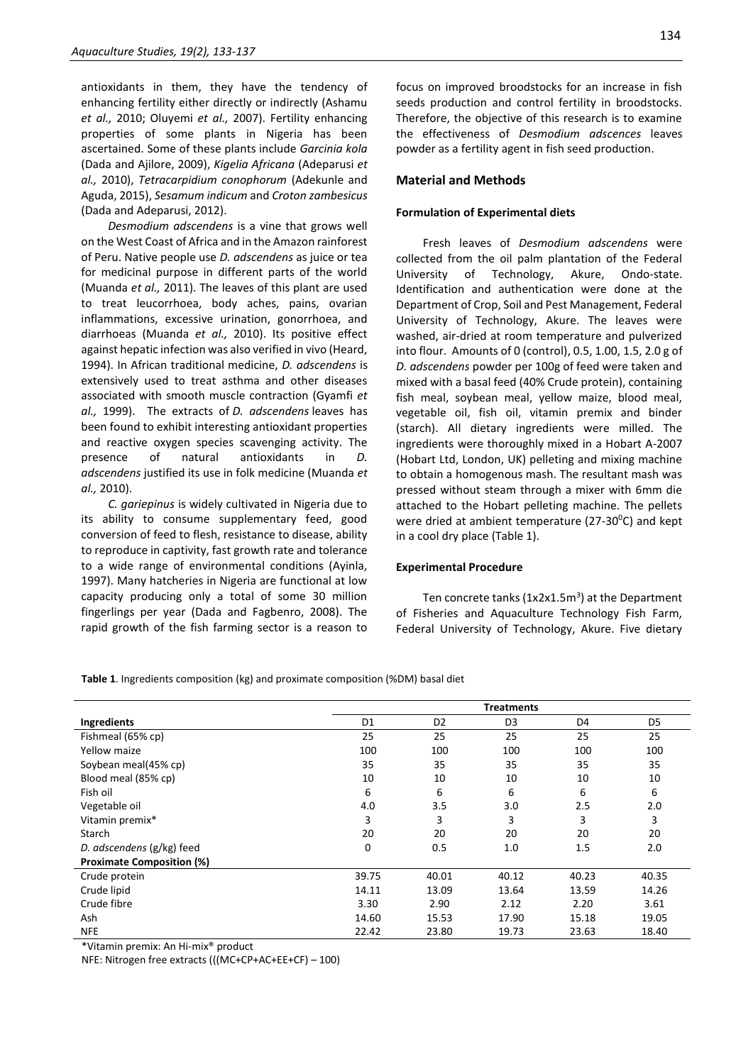antioxidants in them, they have the tendency of enhancing fertility either directly or indirectly (Ashamu *et al.,* 2010; Oluyemi *et al.,* 2007). Fertility enhancing properties of some plants in Nigeria has been ascertained. Some of these plants include *Garcinia kola* (Dada and Ajilore, 2009), *Kigelia Africana* (Adeparusi *et al.,* 2010), *Tetracarpidium conophorum* (Adekunle and Aguda, 2015), *Sesamum indicum* and *Croton zambesicus* (Dada and Adeparusi, 2012).

*Desmodium adscendens* is a vine that grows well on the West Coast of Africa and in the Amazon rainforest of Peru. Native people use *D. adscendens* as juice or tea for medicinal purpose in different parts of the world (Muanda *et al.,* 2011). The leaves of this plant are used to treat leucorrhoea, body aches, pains, ovarian inflammations, excessive urination, gonorrhoea, and diarrhoeas (Muanda *et al.,* 2010). Its positive effect against hepatic infection was also verified in vivo (Heard, 1994). In African traditional medicine, *D. adscendens* is extensively used to treat asthma and other diseases associated with smooth muscle contraction (Gyamfi *et al.,* 1999). The extracts of *D. adscendens* leaves has been found to exhibit interesting antioxidant properties and reactive oxygen species scavenging activity. The presence of natural antioxidants in *D. adscendens* justified its use in folk medicine (Muanda *et al.,* 2010).

*C. gariepinus* is widely cultivated in Nigeria due to its ability to consume supplementary feed, good conversion of feed to flesh, resistance to disease, ability to reproduce in captivity, fast growth rate and tolerance to a wide range of environmental conditions (Ayinla, 1997). Many hatcheries in Nigeria are functional at low capacity producing only a total of some 30 million fingerlings per year (Dada and Fagbenro, 2008). The rapid growth of the fish farming sector is a reason to focus on improved broodstocks for an increase in fish seeds production and control fertility in broodstocks. Therefore, the objective of this research is to examine the effectiveness of *Desmodium adscences* leaves powder as a fertility agent in fish seed production.

## Material and Methods

### Formulation of Experimental diets

Fresh leaves of *Desmodium adscendens* were collected from the oil palm plantation of the Federal University of Technology, Akure, Ondo-state. Identification and authentication were done at the Department of Crop, Soil and Pest Management, Federal University of Technology, Akure. The leaves were washed, air-dried at room temperature and pulverized into flour. Amounts of 0 (control), 0.5, 1.00, 1.5, 2.0 g of *D. adscendens* powder per 100g of feed were taken and mixed with a basal feed (40% Crude protein), containing fish meal, soybean meal, yellow maize, blood meal, vegetable oil, fish oil, vitamin premix and binder (starch). All dietary ingredients were milled. The ingredients were thoroughly mixed in a Hobart A-2007 (Hobart Ltd, London, UK) pelleting and mixing machine to obtain a homogenous mash. The resultant mash was pressed without steam through a mixer with 6mm die attached to the Hobart pelleting machine. The pellets were dried at ambient temperature (27-30$^0$C) and kept in a cool dry place (Table 1).

### Experimental Procedure

Ten concrete tanks (1x2x1.5m$^3$) at the Department of Fisheries and Aquaculture Technology Fish Farm, Federal University of Technology, Akure. Five dietary

**Table 1**. Ingredients composition (kg) and proximate composition (%DM) basal diet

| | Treatments | | | | |
|---|---|---|---|---|---|
| **Ingredients** | D1 | D2 | D3 | D4 | D5 |
| Fishmeal (65% cp) | 25 | 25 | 25 | 25 | 25 |
| Yellow maize | 100 | 100 | 100 | 100 | 100 |
| Soybean meal(45% cp) | 35 | 35 | 35 | 35 | 35 |
| Blood meal (85% cp) | 10 | 10 | 10 | 10 | 10 |
| Fish oil | 6 | 6 | 6 | 6 | 6 |
| Vegetable oil | 4.0 | 3.5 | 3.0 | 2.5 | 2.0 |
| Vitamin premix* | 3 | 3 | 3 | 3 | 3 |
| Starch | 20 | 20 | 20 | 20 | 20 |
| *D. adscendens* (g/kg) feed | 0 | 0.5 | 1.0 | 1.5 | 2.0 |
| **Proximate Composition (%)** | | | | | |
| Crude protein | 39.75 | 40.01 | 40.12 | 40.23 | 40.35 |
| Crude lipid | 14.11 | 13.09 | 13.64 | 13.59 | 14.26 |
| Crude fibre | 3.30 | 2.90 | 2.12 | 2.20 | 3.61 |
| Ash | 14.60 | 15.53 | 17.90 | 15.18 | 19.05 |
| NFE | 22.42 | 23.80 | 19.73 | 23.63 | 18.40 |

*Vitamin premix: An Hi-mix® product

NFE: Nitrogen free extracts (((MC+CP+AC+EE+CF) – 100)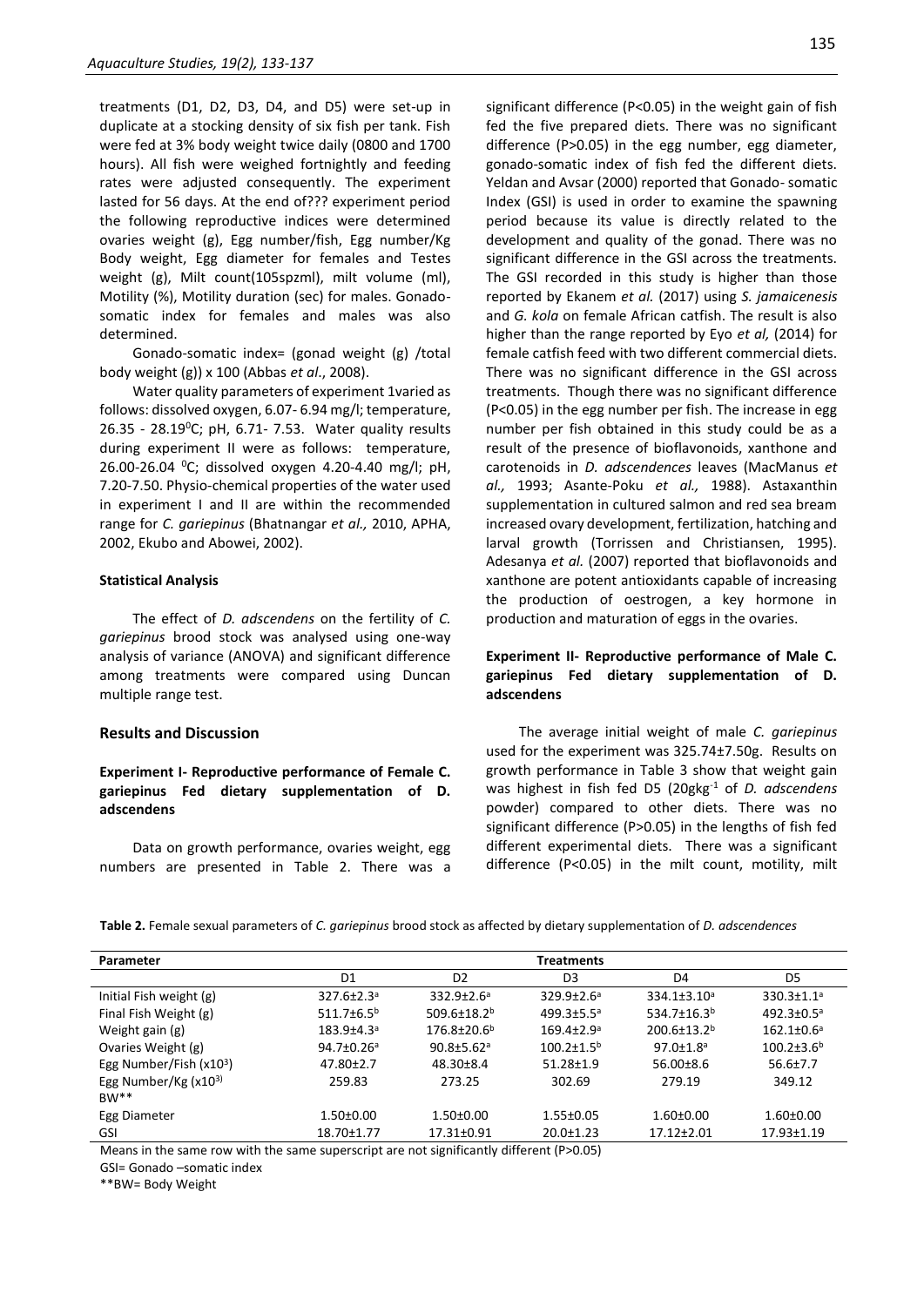treatments (D1, D2, D3, D4, and D5) were set-up in duplicate at a stocking density of six fish per tank. Fish were fed at 3% body weight twice daily (0800 and 1700 hours). All fish were weighed fortnightly and feeding rates were adjusted consequently. The experiment lasted for 56 days. At the end of??? experiment period the following reproductive indices were determined ovaries weight (g), Egg number/fish, Egg number/Kg Body weight, Egg diameter for females and Testes weight (g), Milt count(105spzml), milt volume (ml), Motility (%), Motility duration (sec) for males. Gonado-somatic index for females and males was also determined.

Gonado-somatic index= (gonad weight (g) /total body weight (g)) x 100 (Abbas *et al*., 2008).

Water quality parameters of experiment 1varied as follows: dissolved oxygen, 6.07- 6.94 mg/l; temperature, 26.35 - 28.19$^0$C; pH, 6.71- 7.53. Water quality results during experiment II were as follows: temperature, 26.00-26.04 $^0$C; dissolved oxygen 4.20-4.40 mg/l; pH, 7.20-7.50. Physio-chemical properties of the water used in experiment I and II are within the recommended range for *C. gariepinus* (Bhatnangar *et al.,* 2010, APHA, 2002, Ekubo and Abowei, 2002).

#### Statistical Analysis

The effect of *D. adscendens* on the fertility of *C. gariepinus* brood stock was analysed using one-way analysis of variance (ANOVA) and significant difference among treatments were compared using Duncan multiple range test.

### Results and Discussion

#### Experiment I- Reproductive performance of Female C. gariepinus Fed dietary supplementation of D. adscendens

Data on growth performance, ovaries weight, egg numbers are presented in Table 2. There was a significant difference (P<0.05) in the weight gain of fish fed the five prepared diets. There was no significant difference (P>0.05) in the egg number, egg diameter, gonado-somatic index of fish fed the different diets. Yeldan and Avsar (2000) reported that Gonado- somatic Index (GSI) is used in order to examine the spawning period because its value is directly related to the development and quality of the gonad. There was no significant difference in the GSI across the treatments. The GSI recorded in this study is higher than those reported by Ekanem *et al.* (2017) using *S. jamaicenesis* and *G. kola* on female African catfish. The result is also higher than the range reported by Eyo *et al,* (2014) for female catfish feed with two different commercial diets. There was no significant difference in the GSI across treatments. Though there was no significant difference (P<0.05) in the egg number per fish. The increase in egg number per fish obtained in this study could be as a result of the presence of bioflavonoids, xanthone and carotenoids in *D. adscendences* leaves (MacManus *et al.,* 1993; Asante-Poku *et al.,* 1988). Astaxanthin supplementation in cultured salmon and red sea bream increased ovary development, fertilization, hatching and larval growth (Torrissen and Christiansen, 1995). Adesanya *et al.* (2007) reported that bioflavonoids and xanthone are potent antioxidants capable of increasing the production of oestrogen, a key hormone in production and maturation of eggs in the ovaries.

#### Experiment II- Reproductive performance of Male C. gariepinus Fed dietary supplementation of D. adscendens

The average initial weight of male *C. gariepinus* used for the experiment was 325.74±7.50g. Results on growth performance in Table 3 show that weight gain was highest in fish fed D5 (20gkg$^{-1}$ of *D. adscendens* powder) compared to other diets. There was no significant difference (P>0.05) in the lengths of fish fed different experimental diets. There was a significant difference (P<0.05) in the milt count, motility, milt

**Table 2.** Female sexual parameters of *C. gariepinus* brood stock as affected by dietary supplementation of *D. adscendences*

| Parameter | Treatments | | | | |
|---|---|---|---|---|---|
| | D1 | D2 | D3 | D4 | D5 |
| Initial Fish weight (g) | 327.6±2.3$^a$ | 332.9±2.6$^a$ | 329.9±2.6$^a$ | 334.1±3.10$^a$ | 330.3±1.1$^a$ |
| Final Fish Weight (g) | 511.7±6.5$^b$ | 509.6±18.2$^b$ | 499.3±5.5$^a$ | 534.7±16.3$^b$ | 492.3±0.5$^a$ |
| Weight gain (g) | 183.9±4.3$^a$ | 176.8±20.6$^b$ | 169.4±2.9$^a$ | 200.6±13.2$^b$ | 162.1±0.6$^a$ |
| Ovaries Weight (g) | 94.7±0.26$^a$ | 90.8±5.62$^a$ | 100.2±1.5$^b$ | 97.0±1.8$^a$ | 100.2±3.6$^b$ |
| Egg Number/Fish ($x10^3$) | 47.80±2.7 | 48.30±8.4 | 51.28±1.9 | 56.00±8.6 | 56.6±7.7 |
| Egg Number/Kg ($x10^3$) BW** | 259.83 | 273.25 | 302.69 | 279.19 | 349.12 |
| Egg Diameter | 1.50±0.00 | 1.50±0.00 | 1.55±0.05 | 1.60±0.00 | 1.60±0.00 |
| GSI | 18.70±1.77 | 17.31±0.91 | 20.0±1.23 | 17.12±2.01 | 17.93±1.19 |

Means in the same row with the same superscript are not significantly different (P>0.05)

GSI= Gonado –somatic index

**BW= Body Weight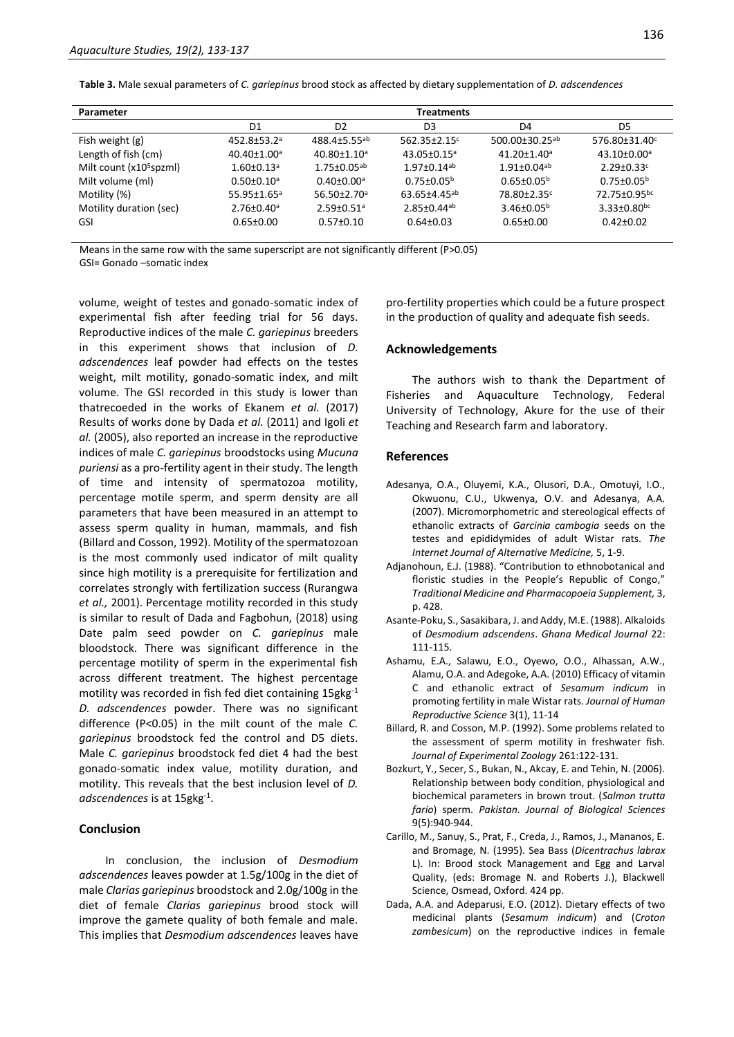**Table 3.** Male sexual parameters of *C. gariepinus* brood stock as affected by dietary supplementation of *D. adscendences*

| Parameter | Treatments | | | | |
|---|---|---|---|---|---|
| | D1 | D2 | D3 | D4 | D5 |
| Fish weight (g) | 452.8±53.2$^{a}$ | 488.4±5.55$^{ab}$ | 562.35±2.15$^{c}$ | 500.00±30.25$^{ab}$ | 576.80±31.40$^{c}$ |
| Length of fish (cm) | 40.40±1.00$^{a}$ | 40.80±1.10$^{a}$ | 43.05±0.15$^{a}$ | 41.20±1.40$^{a}$ | 43.10±0.00$^{a}$ |
| Milt count (x10$^{5}$spzml) | 1.60±0.13$^{a}$ | 1.75±0.05$^{ab}$ | 1.97±0.14$^{ab}$ | 1.91±0.04$^{ab}$ | 2.29±0.33$^{c}$ |
| Milt volume (ml) | 0.50±0.10$^{a}$ | 0.40±0.00$^{a}$ | 0.75±0.05$^{b}$ | 0.65±0.05$^{b}$ | 0.75±0.05$^{b}$ |
| Motility (%) | 55.95±1.65$^{a}$ | 56.50±2.70$^{a}$ | 63.65±4.45$^{ab}$ | 78.80±2.35$^{c}$ | 72.75±0.95$^{bc}$ |
| Motility duration (sec) | 2.76±0.40$^{a}$ | 2.59±0.51$^{a}$ | 2.85±0.44$^{ab}$ | 3.46±0.05$^{b}$ | 3.33±0.80$^{bc}$ |
| GSI | 0.65±0.00 | 0.57±0.10 | 0.64±0.03 | 0.65±0.00 | 0.42±0.02 |

Means in the same row with the same superscript are not significantly different (P>0.05)
GSI= Gonado –somatic index

volume, weight of testes and gonado-somatic index of experimental fish after feeding trial for 56 days. Reproductive indices of the male *C. gariepinus* breeders in this experiment shows that inclusion of *D. adscendences* leaf powder had effects on the testes weight, milt motility, gonado-somatic index, and milt volume. The GSI recorded in this study is lower than thatrecoeded in the works of Ekanem *et al.* (2017) Results of works done by Dada *et al.* (2011) and Igoli *et al.* (2005), also reported an increase in the reproductive indices of male *C. gariepinus* broodstocks using *Mucuna puriensi* as a pro-fertility agent in their study. The length of time and intensity of spermatozoa motility, percentage motile sperm, and sperm density are all parameters that have been measured in an attempt to assess sperm quality in human, mammals, and fish (Billard and Cosson, 1992). Motility of the spermatozoan is the most commonly used indicator of milt quality since high motility is a prerequisite for fertilization and correlates strongly with fertilization success (Rurangwa *et al.,* 2001). Percentage motility recorded in this study is similar to result of Dada and Fagbohun, (2018) using Date palm seed powder on *C. gariepinus* male bloodstock. There was significant difference in the percentage motility of sperm in the experimental fish across different treatment. The highest percentage motility was recorded in fish fed diet containing 15gkg$^{-1}$ *D. adscendences* powder. There was no significant difference (P<0.05) in the milt count of the male *C. gariepinus* broodstock fed the control and D5 diets. Male *C. gariepinus* broodstock fed diet 4 had the best gonado-somatic index value, motility duration, and motility. This reveals that the best inclusion level of *D. adscendences* is at 15gkg$^{-1}$.

## Conclusion

In conclusion, the inclusion of *Desmodium adscendences* leaves powder at 1.5g/100g in the diet of male *Clarias gariepinus* broodstock and 2.0g/100g in the diet of female *Clarias gariepinus* brood stock will improve the gamete quality of both female and male. This implies that *Desmodium adscendences* leaves have pro-fertility properties which could be a future prospect in the production of quality and adequate fish seeds.

## Acknowledgements

The authors wish to thank the Department of Fisheries and Aquaculture Technology, Federal University of Technology, Akure for the use of their Teaching and Research farm and laboratory.

## References

Adesanya, O.A., Oluyemi, K.A., Olusori, D.A., Omotuyi, I.O., Okwuonu, C.U., Ukwenya, O.V. and Adesanya, A.A. (2007). Micromorphometric and stereological effects of ethanolic extracts of *Garcinia cambogia* seeds on the testes and epididymides of adult Wistar rats. *The Internet Journal of Alternative Medicine,* 5, 1-9.

Adjanohoun, E.J. (1988). "Contribution to ethnobotanical and floristic studies in the People's Republic of Congo," *Traditional Medicine and Pharmacopoeia Supplement,* 3, p. 428.

Asante-Poku, S., Sasakibara, J. and Addy, M.E. (1988). Alkaloids of *Desmodium adscendens*. *Ghana Medical Journal* 22: 111-115.

Ashamu, E.A., Salawu, E.O., Oyewo, O.O., Alhassan, A.W., Alamu, O.A. and Adegoke, A.A. (2010) Efficacy of vitamin C and ethanolic extract of *Sesamum indicum* in promoting fertility in male Wistar rats. *Journal of Human Reproductive Science* 3(1), 11-14

Billard, R. and Cosson, M.P. (1992). Some problems related to the assessment of sperm motility in freshwater fish. *Journal of Experimental Zoology* 261:122-131.

Bozkurt, Y., Secer, S., Bukan, N., Akcay, E. and Tehin, N. (2006). Relationship between body condition, physiological and biochemical parameters in brown trout. (*Salmon trutta fario*) sperm. *Pakistan. Journal of Biological Sciences* 9(5):940-944.

Carillo, M., Sanuy, S., Prat, F., Creda, J., Ramos, J., Mananos, E. and Bromage, N. (1995). Sea Bass (*Dicentrachus labrax* L). In: Brood stock Management and Egg and Larval Quality, (eds: Bromage N. and Roberts J.), Blackwell Science, Osmead, Oxford. 424 pp.

Dada, A.A. and Adeparusi, E.O. (2012). Dietary effects of two medicinal plants (*Sesamum indicum*) and (*Croton zambesicum*) on the reproductive indices in female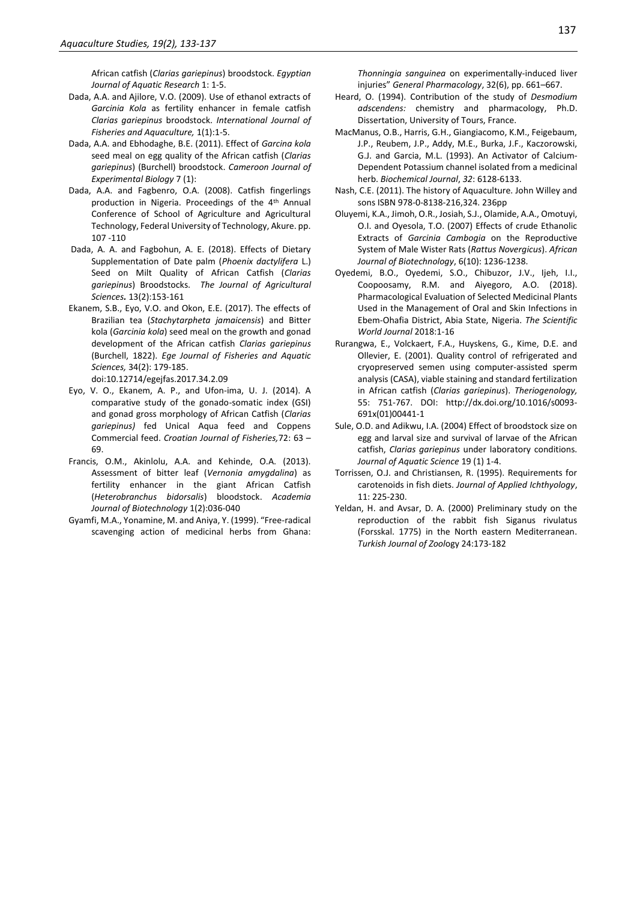African catfish (*Clarias gariepinus*) broodstock. *Egyptian Journal of Aquatic Research* 1: 1-5.

Dada, A.A. and Ajilore, V.O. (2009). Use of ethanol extracts of *Garcinia Kola* as fertility enhancer in female catfish *Clarias gariepinus* broodstock. *International Journal of Fisheries and Aquaculture,* 1(1):1-5.

Dada, A.A. and Ebhodaghe, B.E. (2011). Effect of *Garcina kola* seed meal on egg quality of the African catfish (*Clarias gariepinus*) (Burchell) broodstock. *Cameroon Journal of Experimental Biology* 7 (1):

Dada, A.A. and Fagbenro, O.A. (2008). Catfish fingerlings production in Nigeria. Proceedings of the 4th Annual Conference of School of Agriculture and Agricultural Technology, Federal University of Technology, Akure. pp. 107 -110

Dada, A. A. and Fagbohun, A. E. (2018). Effects of Dietary Supplementation of Date palm (*Phoenix dactylifera* L.) Seed on Milt Quality of African Catfish (*Clarias gariepinus*) Broodstocks. *The Journal of Agricultural Sciences.* 13(2):153-161

Ekanem, S.B., Eyo, V.O. and Okon, E.E. (2017). The effects of Brazilian tea (*Stachytarpheta jamaicensis*) and Bitter kola (*Garcinia kola*) seed meal on the growth and gonad development of the African catfish *Clarias gariepinus* (Burchell, 1822). *Ege Journal of Fisheries and Aquatic Sciences,* 34(2): 179-185. doi:10.12714/egejfas.2017.34.2.09

Eyo, V. O., Ekanem, A. P., and Ufon-ima, U. J. (2014). A comparative study of the gonado-somatic index (GSI) and gonad gross morphology of African Catfish (*Clarias gariepinus)* fed Unical Aqua feed and Coppens Commercial feed. *Croatian Journal of Fisheries,*72: 63 – 69.

Francis, O.M., Akinlolu, A.A. and Kehinde, O.A. (2013). Assessment of bitter leaf (*Vernonia amygdalina*) as fertility enhancer in the giant African Catfish (*Heterobranchus bidorsalis*) bloodstock. *Academia Journal of Biotechnology* 1(2):036-040

Gyamfi, M.A., Yonamine, M. and Aniya, Y. (1999). "Free-radical scavenging action of medicinal herbs from Ghana: *Thonningia sanguinea* on experimentally-induced liver injuries" *General Pharmacology*, 32(6), pp. 661–667.

Heard, O. (1994). Contribution of the study of *Desmodium adscendens:* chemistry and pharmacology, Ph.D. Dissertation, University of Tours, France.

MacManus, O.B., Harris, G.H., Giangiacomo, K.M., Feigebaum, J.P., Reubem, J.P., Addy, M.E., Burka, J.F., Kaczorowski, G.J. and Garcia, M.L. (1993). An Activator of Calcium-Dependent Potassium channel isolated from a medicinal herb. *Biochemical Journal*, *32*: 6128-6133.

Nash, C.E. (2011). The history of Aquaculture. John Willey and sons ISBN 978-0-8138-216,324. 236pp

Oluyemi, K.A., Jimoh, O.R., Josiah, S.J., Olamide, A.A., Omotuyi, O.I. and Oyesola, T.O. (2007) Effects of crude Ethanolic Extracts of *Garcinia Cambogia* on the Reproductive System of Male Wister Rats (*Rattus Novergicus*). *African Journal of Biotechnology*, 6(10): 1236-1238.

Oyedemi, B.O., Oyedemi, S.O., Chibuzor, J.V., Ijeh, I.I., Coopoosamy, R.M. and Aiyegoro, A.O. (2018). Pharmacological Evaluation of Selected Medicinal Plants Used in the Management of Oral and Skin Infections in Ebem-Ohafia District, Abia State, Nigeria. *The Scientific World Journal* 2018:1-16

Rurangwa, E., Volckaert, F.A., Huyskens, G., Kime, D.E. and Ollevier, E. (2001). Quality control of refrigerated and cryopreserved semen using computer-assisted sperm analysis (CASA), viable staining and standard fertilization in African catfish (*Clarias gariepinus*). *Theriogenology,* 55: 751-767. DOI: http://dx.doi.org/10.1016/s0093-691x(01)00441-1

Sule, O.D. and Adikwu, I.A. (2004) Effect of broodstock size on egg and larval size and survival of larvae of the African catfish, *Clarias gariepinus* under laboratory conditions. *Journal of Aquatic Science* 19 (1) 1-4.

Torrissen, O.J. and Christiansen, R. (1995). Requirements for carotenoids in fish diets. *Journal of Applied Ichthyology*, 11: 225-230.

Yeldan, H. and Avsar, D. A. (2000) Preliminary study on the reproduction of the rabbit fish Siganus rivulatus (Forsskal. 1775) in the North eastern Mediterranean. *Turkish Journal of Zool*ogy 24:173-182